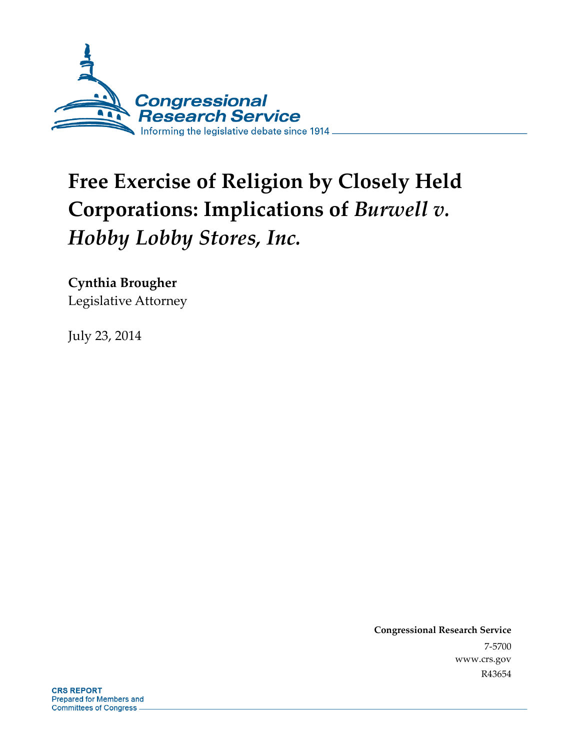Congressional Research Service

Informing the legislative debate since 1914

# Free Exercise of Religion by Closely Held Corporations: Implications of *Burwell v. Hobby Lobby Stores, Inc.*

**Cynthia Brougher**
Legislative Attorney

July 23, 2014

**Congressional Research Service**
7-5700
www.crs.gov
R43654

**CRS REPORT**
Prepared for Members and Committees of Congress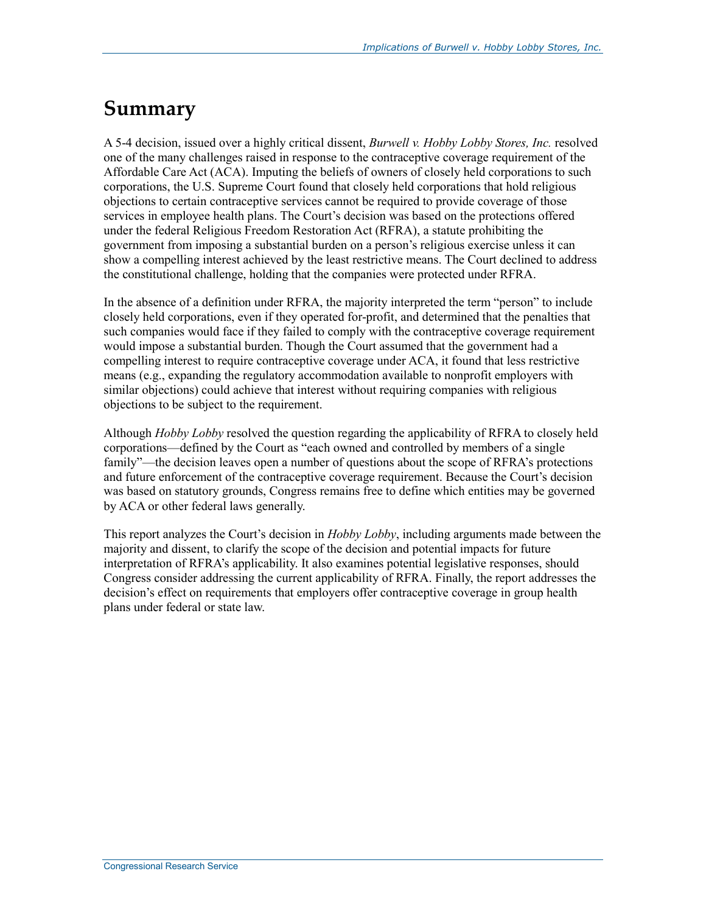# Summary

A 5-4 decision, issued over a highly critical dissent, *Burwell v. Hobby Lobby Stores, Inc.* resolved one of the many challenges raised in response to the contraceptive coverage requirement of the Affordable Care Act (ACA). Imputing the beliefs of owners of closely held corporations to such corporations, the U.S. Supreme Court found that closely held corporations that hold religious objections to certain contraceptive services cannot be required to provide coverage of those services in employee health plans. The Court's decision was based on the protections offered under the federal Religious Freedom Restoration Act (RFRA), a statute prohibiting the government from imposing a substantial burden on a person's religious exercise unless it can show a compelling interest achieved by the least restrictive means. The Court declined to address the constitutional challenge, holding that the companies were protected under RFRA.

In the absence of a definition under RFRA, the majority interpreted the term "person" to include closely held corporations, even if they operated for-profit, and determined that the penalties that such companies would face if they failed to comply with the contraceptive coverage requirement would impose a substantial burden. Though the Court assumed that the government had a compelling interest to require contraceptive coverage under ACA, it found that less restrictive means (e.g., expanding the regulatory accommodation available to nonprofit employers with similar objections) could achieve that interest without requiring companies with religious objections to be subject to the requirement.

Although *Hobby Lobby* resolved the question regarding the applicability of RFRA to closely held corporations—defined by the Court as "each owned and controlled by members of a single family"—the decision leaves open a number of questions about the scope of RFRA's protections and future enforcement of the contraceptive coverage requirement. Because the Court's decision was based on statutory grounds, Congress remains free to define which entities may be governed by ACA or other federal laws generally.

This report analyzes the Court's decision in *Hobby Lobby*, including arguments made between the majority and dissent, to clarify the scope of the decision and potential impacts for future interpretation of RFRA's applicability. It also examines potential legislative responses, should Congress consider addressing the current applicability of RFRA. Finally, the report addresses the decision's effect on requirements that employers offer contraceptive coverage in group health plans under federal or state law.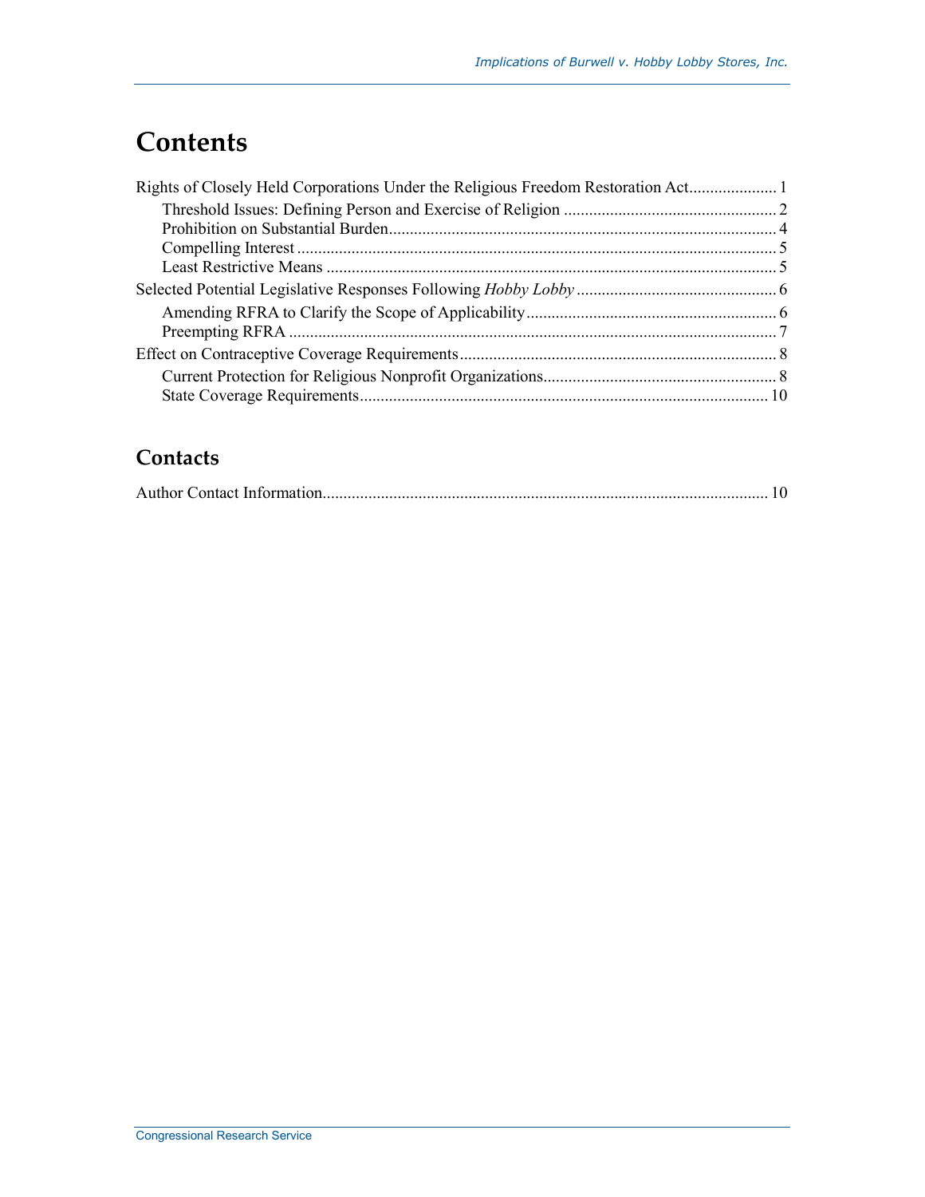# Contents

Rights of Closely Held Corporations Under the Religious Freedom Restoration Act..................... 1

- Threshold Issues: Defining Person and Exercise of Religion .................................................. 2
- Prohibition on Substantial Burden............................................................................................ 4
- Compelling Interest .................................................................................................................. 5
- Least Restrictive Means ........................................................................................................... 5

Selected Potential Legislative Responses Following *Hobby Lobby* ................................................ 6

- Amending RFRA to Clarify the Scope of Applicability............................................................ 6
- Preempting RFRA .................................................................................................................... 7

Effect on Contraceptive Coverage Requirements............................................................................ 8

- Current Protection for Religious Nonprofit Organizations........................................................ 8
- State Coverage Requirements.................................................................................................. 10

## Contacts

Author Contact Information.......................................................................................................... 10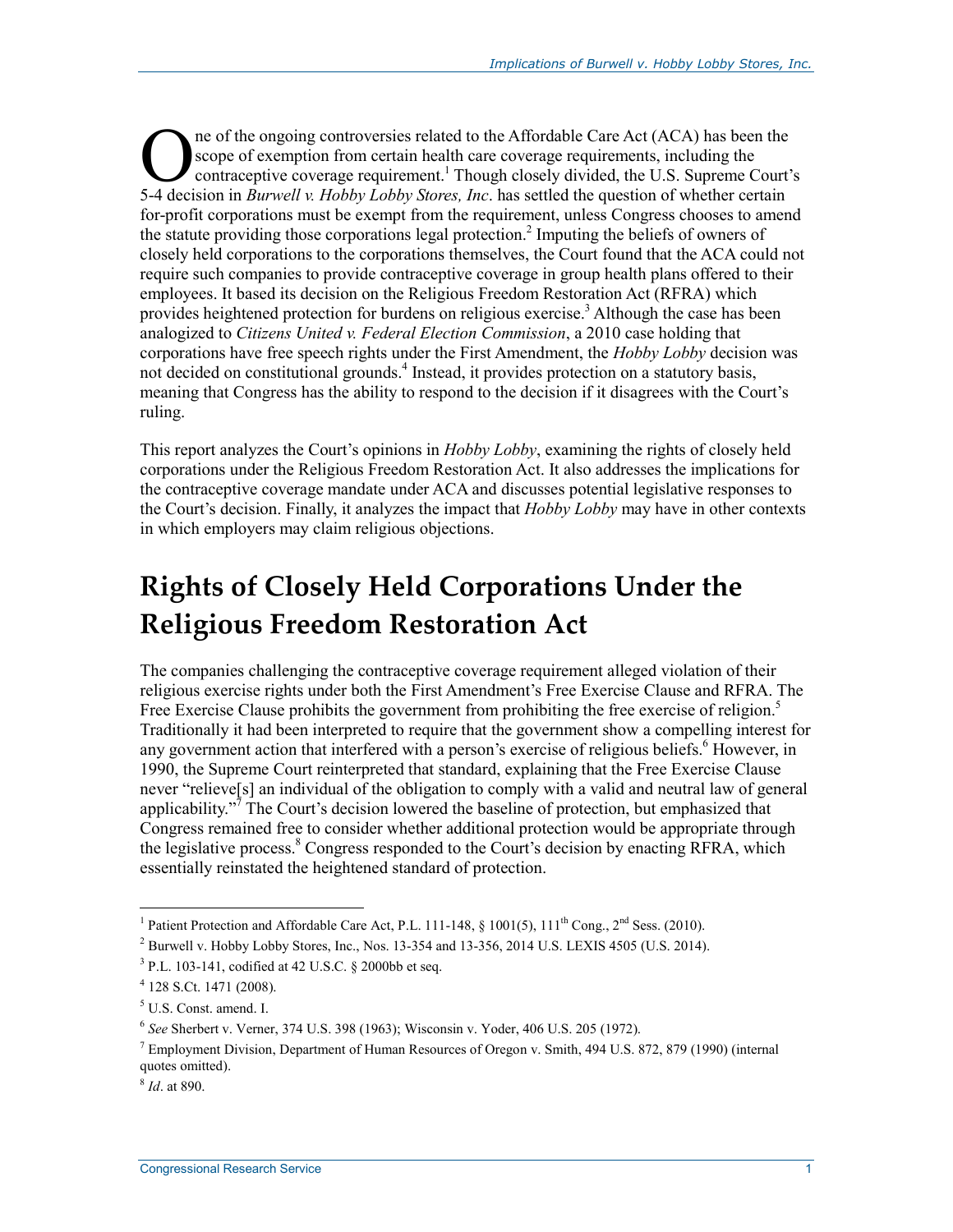One of the ongoing controversies related to the Affordable Care Act (ACA) has been the scope of exemption from certain health care coverage requirements, including the contraceptive coverage requirement.[1] Though closely divided, the U.S. Supreme Court's 5-4 decision in *Burwell v. Hobby Lobby Stores, Inc*. has settled the question of whether certain for-profit corporations must be exempt from the requirement, unless Congress chooses to amend the statute providing those corporations legal protection.[2] Imputing the beliefs of owners of closely held corporations to the corporations themselves, the Court found that the ACA could not require such companies to provide contraceptive coverage in group health plans offered to their employees. It based its decision on the Religious Freedom Restoration Act (RFRA) which provides heightened protection for burdens on religious exercise.[3] Although the case has been analogized to *Citizens United v. Federal Election Commission*, a 2010 case holding that corporations have free speech rights under the First Amendment, the *Hobby Lobby* decision was not decided on constitutional grounds.[4] Instead, it provides protection on a statutory basis, meaning that Congress has the ability to respond to the decision if it disagrees with the Court's ruling.

This report analyzes the Court's opinions in *Hobby Lobby*, examining the rights of closely held corporations under the Religious Freedom Restoration Act. It also addresses the implications for the contraceptive coverage mandate under ACA and discusses potential legislative responses to the Court's decision. Finally, it analyzes the impact that *Hobby Lobby* may have in other contexts in which employers may claim religious objections.

# Rights of Closely Held Corporations Under the Religious Freedom Restoration Act

The companies challenging the contraceptive coverage requirement alleged violation of their religious exercise rights under both the First Amendment's Free Exercise Clause and RFRA. The Free Exercise Clause prohibits the government from prohibiting the free exercise of religion.[5] Traditionally it had been interpreted to require that the government show a compelling interest for any government action that interfered with a person's exercise of religious beliefs.[6] However, in 1990, the Supreme Court reinterpreted that standard, explaining that the Free Exercise Clause never "relieve[s] an individual of the obligation to comply with a valid and neutral law of general applicability."[7] The Court's decision lowered the baseline of protection, but emphasized that Congress remained free to consider whether additional protection would be appropriate through the legislative process.[8] Congress responded to the Court's decision by enacting RFRA, which essentially reinstated the heightened standard of protection.

---

[1] Patient Protection and Affordable Care Act, P.L. 111-148, § 1001(5), 111th Cong., 2nd Sess. (2010).

[2] Burwell v. Hobby Lobby Stores, Inc., Nos. 13-354 and 13-356, 2014 U.S. LEXIS 4505 (U.S. 2014).

[3] P.L. 103-141, codified at 42 U.S.C. § 2000bb et seq.

[4] 128 S.Ct. 1471 (2008).

[5] U.S. Const. amend. I.

[6] *See* Sherbert v. Verner, 374 U.S. 398 (1963); Wisconsin v. Yoder, 406 U.S. 205 (1972).

[7] Employment Division, Department of Human Resources of Oregon v. Smith, 494 U.S. 872, 879 (1990) (internal quotes omitted).

[8] *Id*. at 890.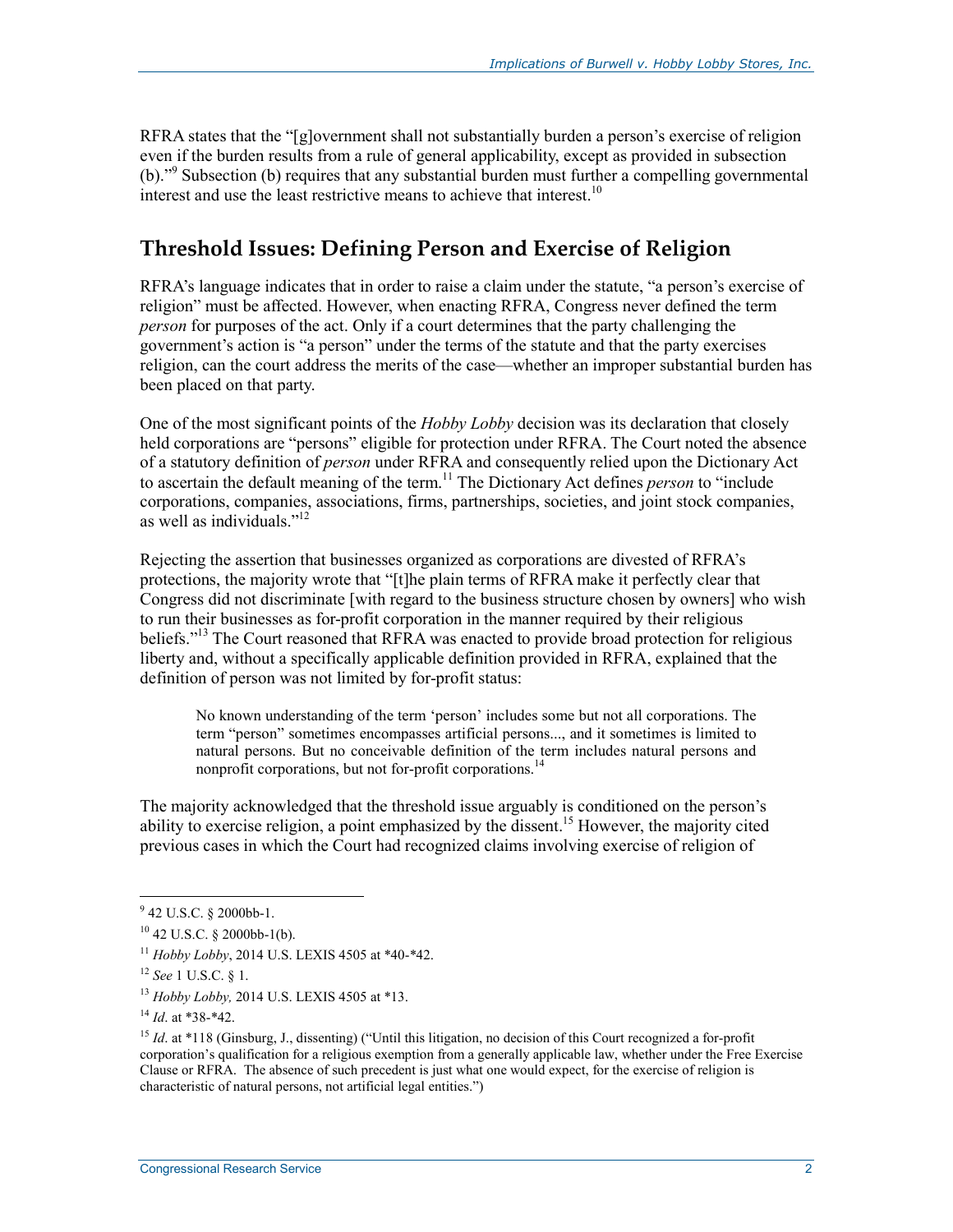RFRA states that the "[g]overnment shall not substantially burden a person's exercise of religion even if the burden results from a rule of general applicability, except as provided in subsection (b)."[9] Subsection (b) requires that any substantial burden must further a compelling governmental interest and use the least restrictive means to achieve that interest.[10]

## Threshold Issues: Defining Person and Exercise of Religion

RFRA's language indicates that in order to raise a claim under the statute, "a person's exercise of religion" must be affected. However, when enacting RFRA, Congress never defined the term *person* for purposes of the act. Only if a court determines that the party challenging the government's action is "a person" under the terms of the statute and that the party exercises religion, can the court address the merits of the case—whether an improper substantial burden has been placed on that party.

One of the most significant points of the *Hobby Lobby* decision was its declaration that closely held corporations are "persons" eligible for protection under RFRA. The Court noted the absence of a statutory definition of *person* under RFRA and consequently relied upon the Dictionary Act to ascertain the default meaning of the term.[11] The Dictionary Act defines *person* to "include corporations, companies, associations, firms, partnerships, societies, and joint stock companies, as well as individuals."[12]

Rejecting the assertion that businesses organized as corporations are divested of RFRA's protections, the majority wrote that "[t]he plain terms of RFRA make it perfectly clear that Congress did not discriminate [with regard to the business structure chosen by owners] who wish to run their businesses as for-profit corporation in the manner required by their religious beliefs."[13] The Court reasoned that RFRA was enacted to provide broad protection for religious liberty and, without a specifically applicable definition provided in RFRA, explained that the definition of person was not limited by for-profit status:

> No known understanding of the term 'person' includes some but not all corporations. The term "person" sometimes encompasses artificial persons..., and it sometimes is limited to natural persons. But no conceivable definition of the term includes natural persons and nonprofit corporations, but not for-profit corporations.[14]

The majority acknowledged that the threshold issue arguably is conditioned on the person's ability to exercise religion, a point emphasized by the dissent.[15] However, the majority cited previous cases in which the Court had recognized claims involving exercise of religion of

---

[9] 42 U.S.C. § 2000bb-1.

[10] 42 U.S.C. § 2000bb-1(b).

[11] *Hobby Lobby*, 2014 U.S. LEXIS 4505 at *40-*42.

[12] *See* 1 U.S.C. § 1.

[13] *Hobby Lobby,* 2014 U.S. LEXIS 4505 at *13.

[14] *Id*. at *38-*42.

[15] *Id*. at *118 (Ginsburg, J., dissenting) ("Until this litigation, no decision of this Court recognized a for-profit corporation's qualification for a religious exemption from a generally applicable law, whether under the Free Exercise Clause or RFRA. The absence of such precedent is just what one would expect, for the exercise of religion is characteristic of natural persons, not artificial legal entities.")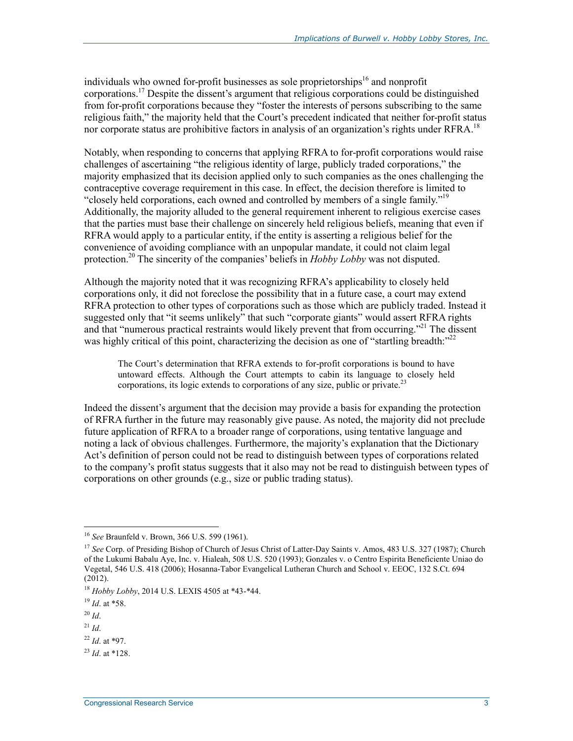individuals who owned for-profit businesses as sole proprietorships[16] and nonprofit corporations.[17] Despite the dissent's argument that religious corporations could be distinguished from for-profit corporations because they "foster the interests of persons subscribing to the same religious faith," the majority held that the Court's precedent indicated that neither for-profit status nor corporate status are prohibitive factors in analysis of an organization's rights under RFRA.[18]

Notably, when responding to concerns that applying RFRA to for-profit corporations would raise challenges of ascertaining "the religious identity of large, publicly traded corporations," the majority emphasized that its decision applied only to such companies as the ones challenging the contraceptive coverage requirement in this case. In effect, the decision therefore is limited to "closely held corporations, each owned and controlled by members of a single family."[19] Additionally, the majority alluded to the general requirement inherent to religious exercise cases that the parties must base their challenge on sincerely held religious beliefs, meaning that even if RFRA would apply to a particular entity, if the entity is asserting a religious belief for the convenience of avoiding compliance with an unpopular mandate, it could not claim legal protection.[20] The sincerity of the companies' beliefs in *Hobby Lobby* was not disputed.

Although the majority noted that it was recognizing RFRA's applicability to closely held corporations only, it did not foreclose the possibility that in a future case, a court may extend RFRA protection to other types of corporations such as those which are publicly traded. Instead it suggested only that "it seems unlikely" that such "corporate giants" would assert RFRA rights and that "numerous practical restraints would likely prevent that from occurring."[21] The dissent was highly critical of this point, characterizing the decision as one of "startling breadth:"[22]

> The Court's determination that RFRA extends to for-profit corporations is bound to have untoward effects. Although the Court attempts to cabin its language to closely held corporations, its logic extends to corporations of any size, public or private.[23]

Indeed the dissent's argument that the decision may provide a basis for expanding the protection of RFRA further in the future may reasonably give pause. As noted, the majority did not preclude future application of RFRA to a broader range of corporations, using tentative language and noting a lack of obvious challenges. Furthermore, the majority's explanation that the Dictionary Act's definition of person could not be read to distinguish between types of corporations related to the company's profit status suggests that it also may not be read to distinguish between types of corporations on other grounds (e.g., size or public trading status).

---

[16] *See* Braunfeld v. Brown, 366 U.S. 599 (1961).

[17] *See* Corp. of Presiding Bishop of Church of Jesus Christ of Latter-Day Saints v. Amos, 483 U.S. 327 (1987); Church of the Lukumi Babalu Aye, Inc. v. Hialeah, 508 U.S. 520 (1993); Gonzales v. o Centro Espirita Beneficiente Uniao do Vegetal, 546 U.S. 418 (2006); Hosanna-Tabor Evangelical Lutheran Church and School v. EEOC, 132 S.Ct. 694 (2012).

[18] *Hobby Lobby*, 2014 U.S. LEXIS 4505 at *43-*44.

[19] *Id*. at *58.

[20] *Id*.

[21] *Id*.

[22] *Id*. at *97.

[23] *Id*. at *128.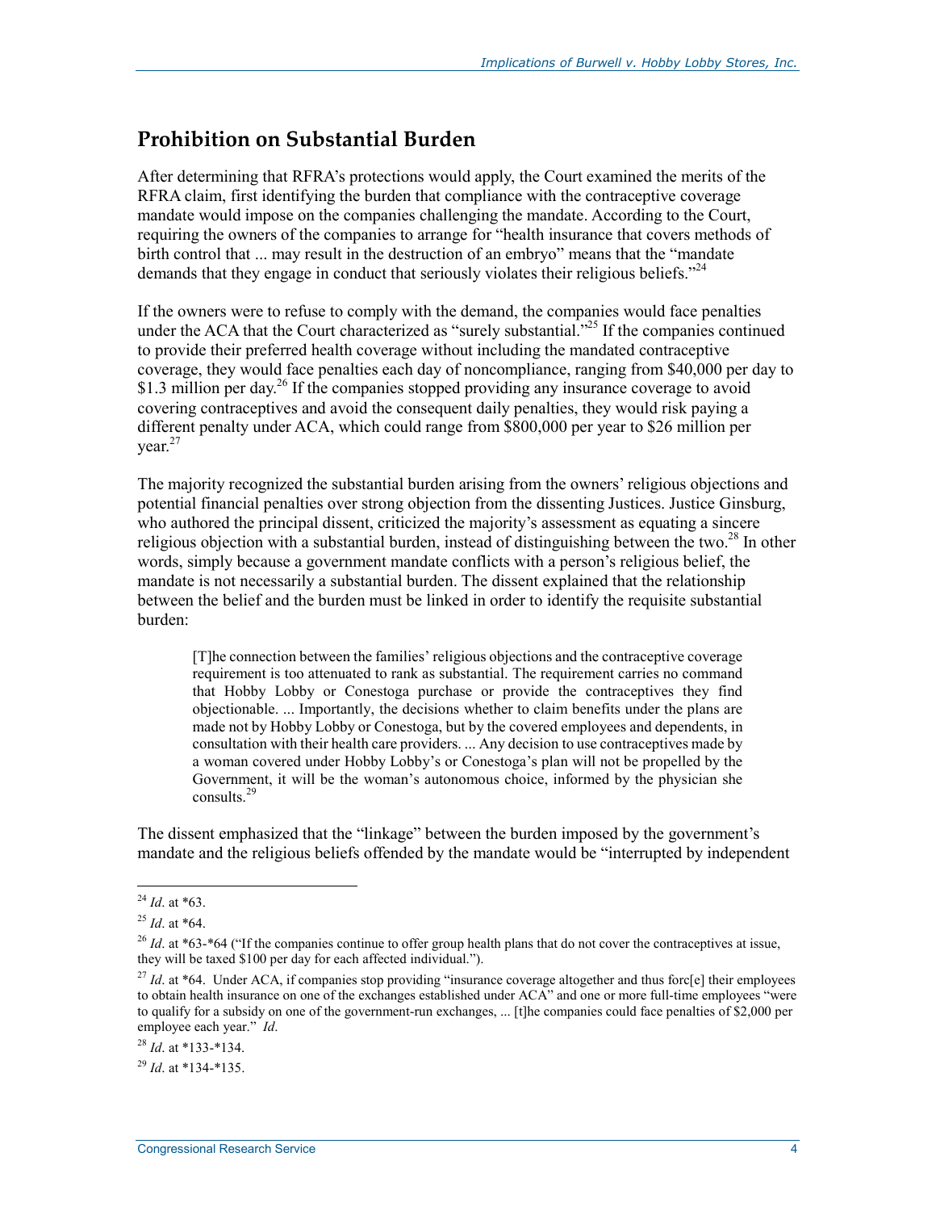## Prohibition on Substantial Burden

After determining that RFRA's protections would apply, the Court examined the merits of the RFRA claim, first identifying the burden that compliance with the contraceptive coverage mandate would impose on the companies challenging the mandate. According to the Court, requiring the owners of the companies to arrange for "health insurance that covers methods of birth control that ... may result in the destruction of an embryo" means that the "mandate demands that they engage in conduct that seriously violates their religious beliefs."[24]

If the owners were to refuse to comply with the demand, the companies would face penalties under the ACA that the Court characterized as "surely substantial."[25] If the companies continued to provide their preferred health coverage without including the mandated contraceptive coverage, they would face penalties each day of noncompliance, ranging from $40,000 per day to $1.3 million per day.[26] If the companies stopped providing any insurance coverage to avoid covering contraceptives and avoid the consequent daily penalties, they would risk paying a different penalty under ACA, which could range from $800,000 per year to $26 million per year.[27]

The majority recognized the substantial burden arising from the owners' religious objections and potential financial penalties over strong objection from the dissenting Justices. Justice Ginsburg, who authored the principal dissent, criticized the majority's assessment as equating a sincere religious objection with a substantial burden, instead of distinguishing between the two.[28] In other words, simply because a government mandate conflicts with a person's religious belief, the mandate is not necessarily a substantial burden. The dissent explained that the relationship between the belief and the burden must be linked in order to identify the requisite substantial burden:

> [T]he connection between the families' religious objections and the contraceptive coverage requirement is too attenuated to rank as substantial. The requirement carries no command that Hobby Lobby or Conestoga purchase or provide the contraceptives they find objectionable. ... Importantly, the decisions whether to claim benefits under the plans are made not by Hobby Lobby or Conestoga, but by the covered employees and dependents, in consultation with their health care providers. ... Any decision to use contraceptives made by a woman covered under Hobby Lobby's or Conestoga's plan will not be propelled by the Government, it will be the woman's autonomous choice, informed by the physician she consults.[29]

The dissent emphasized that the "linkage" between the burden imposed by the government's mandate and the religious beliefs offended by the mandate would be "interrupted by independent

---

[24] *Id*. at *63.

[25] *Id*. at *64.

[26] *Id*. at *63-*64 ("If the companies continue to offer group health plans that do not cover the contraceptives at issue, they will be taxed $100 per day for each affected individual.").

[27] *Id*. at *64. Under ACA, if companies stop providing "insurance coverage altogether and thus forc[e] their employees to obtain health insurance on one of the exchanges established under ACA" and one or more full-time employees "were to qualify for a subsidy on one of the government-run exchanges, ... [t]he companies could face penalties of $2,000 per employee each year." *Id*.

[28] *Id*. at *133-*134.

[29] *Id*. at *134-*135.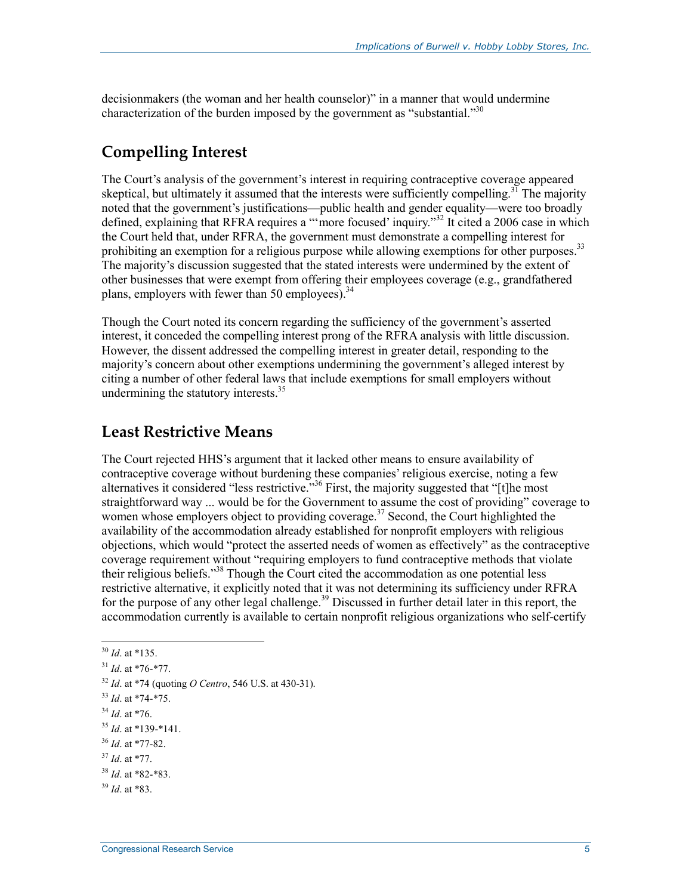decisionmakers (the woman and her health counselor)" in a manner that would undermine characterization of the burden imposed by the government as "substantial."[30]

## Compelling Interest

The Court's analysis of the government's interest in requiring contraceptive coverage appeared skeptical, but ultimately it assumed that the interests were sufficiently compelling.[31] The majority noted that the government's justifications—public health and gender equality—were too broadly defined, explaining that RFRA requires a "'more focused' inquiry."[32] It cited a 2006 case in which the Court held that, under RFRA, the government must demonstrate a compelling interest for prohibiting an exemption for a religious purpose while allowing exemptions for other purposes.[33] The majority's discussion suggested that the stated interests were undermined by the extent of other businesses that were exempt from offering their employees coverage (e.g., grandfathered plans, employers with fewer than 50 employees).[34]

Though the Court noted its concern regarding the sufficiency of the government's asserted interest, it conceded the compelling interest prong of the RFRA analysis with little discussion. However, the dissent addressed the compelling interest in greater detail, responding to the majority's concern about other exemptions undermining the government's alleged interest by citing a number of other federal laws that include exemptions for small employers without undermining the statutory interests.[35]

## Least Restrictive Means

The Court rejected HHS's argument that it lacked other means to ensure availability of contraceptive coverage without burdening these companies' religious exercise, noting a few alternatives it considered "less restrictive."[36] First, the majority suggested that "[t]he most straightforward way ... would be for the Government to assume the cost of providing" coverage to women whose employers object to providing coverage.[37] Second, the Court highlighted the availability of the accommodation already established for nonprofit employers with religious objections, which would "protect the asserted needs of women as effectively" as the contraceptive coverage requirement without "requiring employers to fund contraceptive methods that violate their religious beliefs."[38] Though the Court cited the accommodation as one potential less restrictive alternative, it explicitly noted that it was not determining its sufficiency under RFRA for the purpose of any other legal challenge.[39] Discussed in further detail later in this report, the accommodation currently is available to certain nonprofit religious organizations who self-certify

---

[30] *Id*. at *135.

[31] *Id*. at *76-*77.

[32] *Id*. at *74 (quoting *O Centro*, 546 U.S. at 430-31).

[33] *Id*. at *74-*75.

[34] *Id*. at *76.

[35] *Id*. at *139-*141.

[36] *Id*. at *77-82.

[37] *Id*. at *77.

[38] *Id*. at *82-*83.

[39] *Id*. at *83.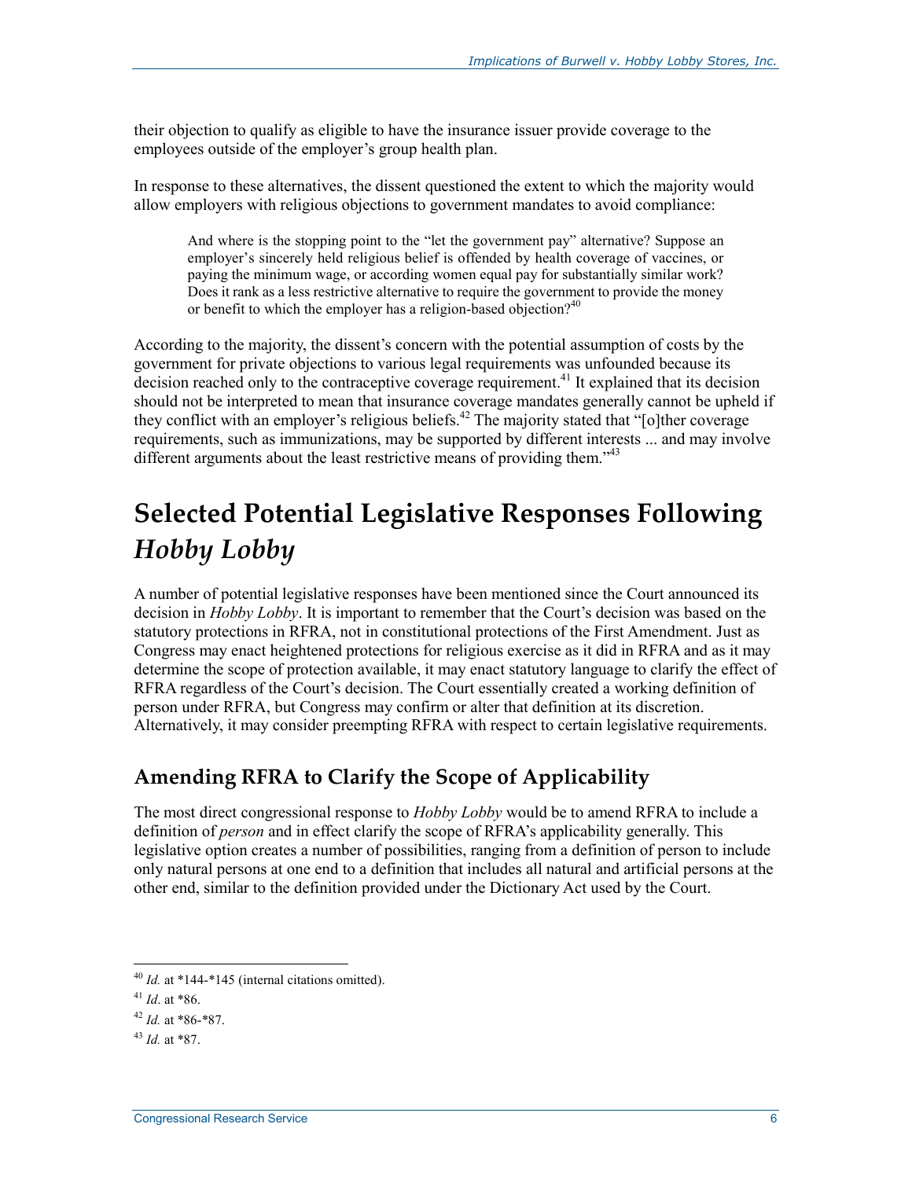their objection to qualify as eligible to have the insurance issuer provide coverage to the employees outside of the employer's group health plan.

In response to these alternatives, the dissent questioned the extent to which the majority would allow employers with religious objections to government mandates to avoid compliance:

> And where is the stopping point to the "let the government pay" alternative? Suppose an employer's sincerely held religious belief is offended by health coverage of vaccines, or paying the minimum wage, or according women equal pay for substantially similar work? Does it rank as a less restrictive alternative to require the government to provide the money or benefit to which the employer has a religion-based objection?[40]

According to the majority, the dissent's concern with the potential assumption of costs by the government for private objections to various legal requirements was unfounded because its decision reached only to the contraceptive coverage requirement.[41] It explained that its decision should not be interpreted to mean that insurance coverage mandates generally cannot be upheld if they conflict with an employer's religious beliefs.[42] The majority stated that "[o]ther coverage requirements, such as immunizations, may be supported by different interests ... and may involve different arguments about the least restrictive means of providing them."[43]

# Selected Potential Legislative Responses Following *Hobby Lobby*

A number of potential legislative responses have been mentioned since the Court announced its decision in *Hobby Lobby*. It is important to remember that the Court's decision was based on the statutory protections in RFRA, not in constitutional protections of the First Amendment. Just as Congress may enact heightened protections for religious exercise as it did in RFRA and as it may determine the scope of protection available, it may enact statutory language to clarify the effect of RFRA regardless of the Court's decision. The Court essentially created a working definition of person under RFRA, but Congress may confirm or alter that definition at its discretion. Alternatively, it may consider preempting RFRA with respect to certain legislative requirements.

## Amending RFRA to Clarify the Scope of Applicability

The most direct congressional response to *Hobby Lobby* would be to amend RFRA to include a definition of *person* and in effect clarify the scope of RFRA's applicability generally. This legislative option creates a number of possibilities, ranging from a definition of person to include only natural persons at one end to a definition that includes all natural and artificial persons at the other end, similar to the definition provided under the Dictionary Act used by the Court.

---

[40] *Id.* at *144-*145 (internal citations omitted).

[41] *Id*. at *86.

[42] *Id.* at *86-*87.

[43] *Id.* at *87.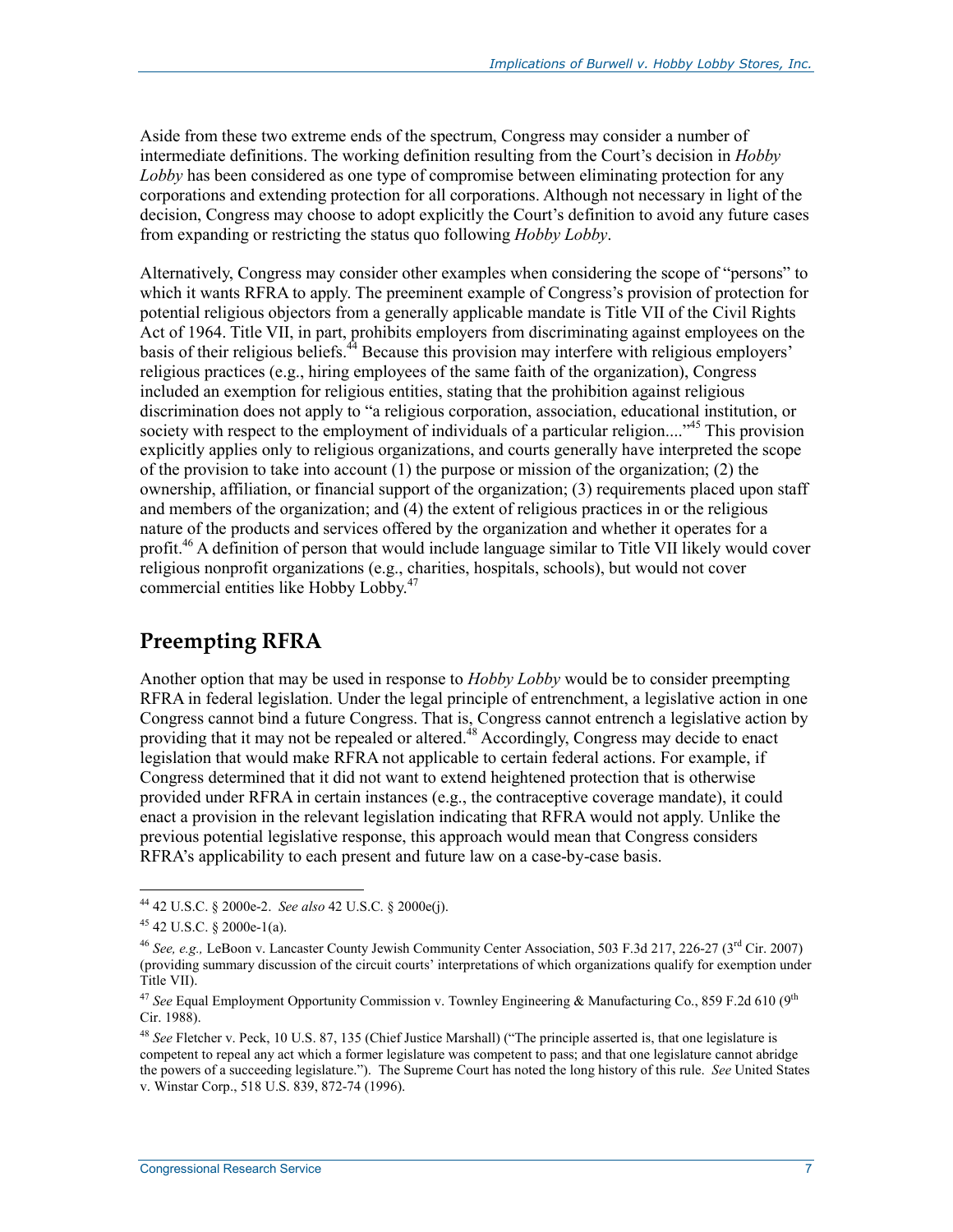Aside from these two extreme ends of the spectrum, Congress may consider a number of intermediate definitions. The working definition resulting from the Court's decision in *Hobby Lobby* has been considered as one type of compromise between eliminating protection for any corporations and extending protection for all corporations. Although not necessary in light of the decision, Congress may choose to adopt explicitly the Court's definition to avoid any future cases from expanding or restricting the status quo following *Hobby Lobby*.

Alternatively, Congress may consider other examples when considering the scope of "persons" to which it wants RFRA to apply. The preeminent example of Congress's provision of protection for potential religious objectors from a generally applicable mandate is Title VII of the Civil Rights Act of 1964. Title VII, in part, prohibits employers from discriminating against employees on the basis of their religious beliefs.[44] Because this provision may interfere with religious employers' religious practices (e.g., hiring employees of the same faith of the organization), Congress included an exemption for religious entities, stating that the prohibition against religious discrimination does not apply to "a religious corporation, association, educational institution, or society with respect to the employment of individuals of a particular religion...."[45] This provision explicitly applies only to religious organizations, and courts generally have interpreted the scope of the provision to take into account (1) the purpose or mission of the organization; (2) the ownership, affiliation, or financial support of the organization; (3) requirements placed upon staff and members of the organization; and (4) the extent of religious practices in or the religious nature of the products and services offered by the organization and whether it operates for a profit.[46] A definition of person that would include language similar to Title VII likely would cover religious nonprofit organizations (e.g., charities, hospitals, schools), but would not cover commercial entities like Hobby Lobby.[47]

## Preempting RFRA

Another option that may be used in response to *Hobby Lobby* would be to consider preempting RFRA in federal legislation. Under the legal principle of entrenchment, a legislative action in one Congress cannot bind a future Congress. That is, Congress cannot entrench a legislative action by providing that it may not be repealed or altered.[48] Accordingly, Congress may decide to enact legislation that would make RFRA not applicable to certain federal actions. For example, if Congress determined that it did not want to extend heightened protection that is otherwise provided under RFRA in certain instances (e.g., the contraceptive coverage mandate), it could enact a provision in the relevant legislation indicating that RFRA would not apply. Unlike the previous potential legislative response, this approach would mean that Congress considers RFRA's applicability to each present and future law on a case-by-case basis.

---

[44] 42 U.S.C. § 2000e-2. *See also* 42 U.S.C. § 2000e(j).

[45] 42 U.S.C. § 2000e-1(a).

[46] *See, e.g.,* LeBoon v. Lancaster County Jewish Community Center Association, 503 F.3d 217, 226-27 (3rd Cir. 2007) (providing summary discussion of the circuit courts' interpretations of which organizations qualify for exemption under Title VII).

[47] *See* Equal Employment Opportunity Commission v. Townley Engineering & Manufacturing Co., 859 F.2d 610 (9th Cir. 1988).

[48] *See* Fletcher v. Peck, 10 U.S. 87, 135 (Chief Justice Marshall) ("The principle asserted is, that one legislature is competent to repeal any act which a former legislature was competent to pass; and that one legislature cannot abridge the powers of a succeeding legislature."). The Supreme Court has noted the long history of this rule. *See* United States v. Winstar Corp., 518 U.S. 839, 872-74 (1996).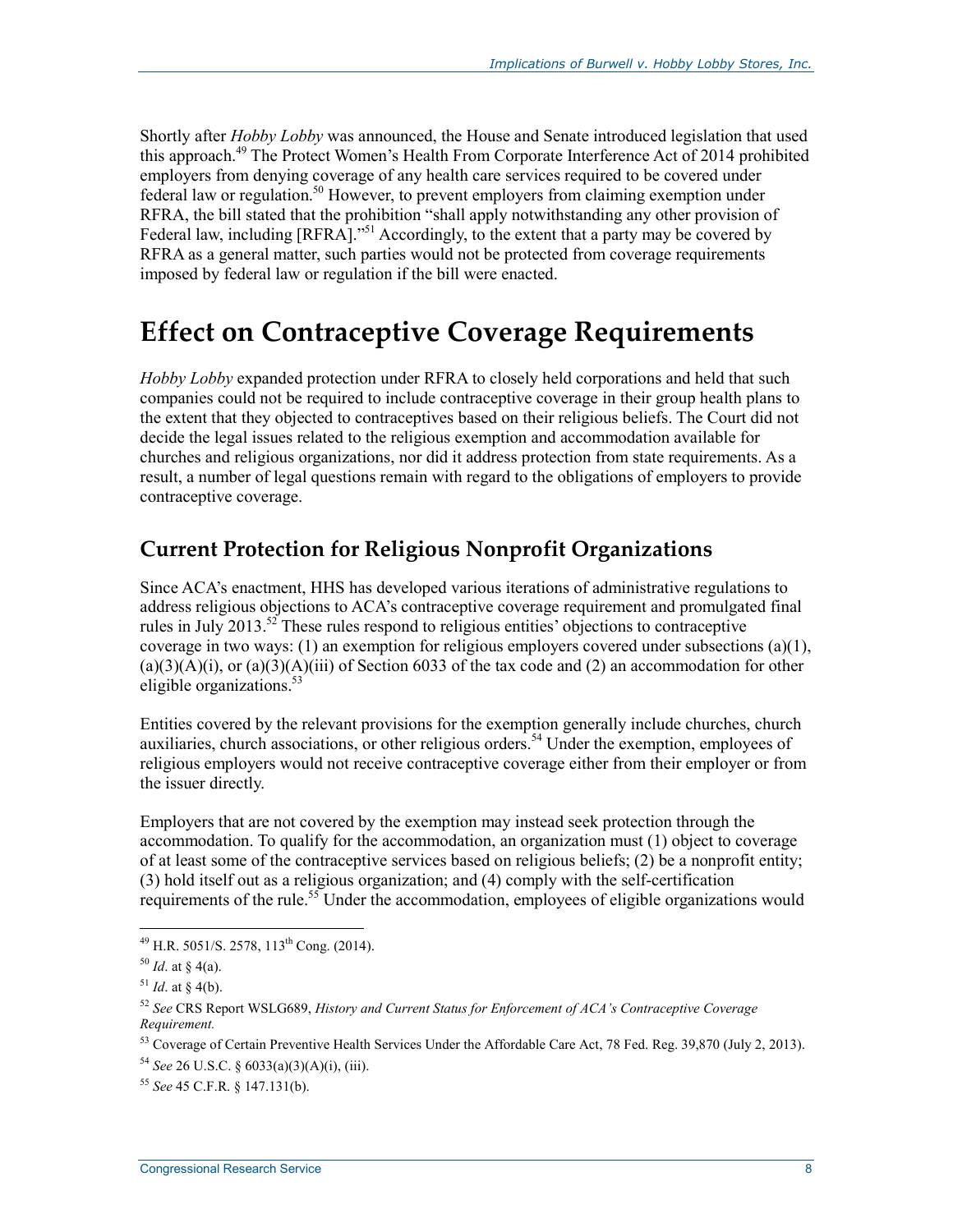Shortly after *Hobby Lobby* was announced, the House and Senate introduced legislation that used this approach.[49] The Protect Women's Health From Corporate Interference Act of 2014 prohibited employers from denying coverage of any health care services required to be covered under federal law or regulation.[50] However, to prevent employers from claiming exemption under RFRA, the bill stated that the prohibition "shall apply notwithstanding any other provision of Federal law, including [RFRA]."[51] Accordingly, to the extent that a party may be covered by RFRA as a general matter, such parties would not be protected from coverage requirements imposed by federal law or regulation if the bill were enacted.

# Effect on Contraceptive Coverage Requirements

*Hobby Lobby* expanded protection under RFRA to closely held corporations and held that such companies could not be required to include contraceptive coverage in their group health plans to the extent that they objected to contraceptives based on their religious beliefs. The Court did not decide the legal issues related to the religious exemption and accommodation available for churches and religious organizations, nor did it address protection from state requirements. As a result, a number of legal questions remain with regard to the obligations of employers to provide contraceptive coverage.

## Current Protection for Religious Nonprofit Organizations

Since ACA's enactment, HHS has developed various iterations of administrative regulations to address religious objections to ACA's contraceptive coverage requirement and promulgated final rules in July 2013.[52] These rules respond to religious entities' objections to contraceptive coverage in two ways: (1) an exemption for religious employers covered under subsections (a)(1), (a)(3)(A)(i), or (a)(3)(A)(iii) of Section 6033 of the tax code and (2) an accommodation for other eligible organizations.[53]

Entities covered by the relevant provisions for the exemption generally include churches, church auxiliaries, church associations, or other religious orders.[54] Under the exemption, employees of religious employers would not receive contraceptive coverage either from their employer or from the issuer directly.

Employers that are not covered by the exemption may instead seek protection through the accommodation. To qualify for the accommodation, an organization must (1) object to coverage of at least some of the contraceptive services based on religious beliefs; (2) be a nonprofit entity; (3) hold itself out as a religious organization; and (4) comply with the self-certification requirements of the rule.[55] Under the accommodation, employees of eligible organizations would

---

[49] H.R. 5051/S. 2578, 113th Cong. (2014).

[50] *Id*. at § 4(a).

[51] *Id*. at § 4(b).

[52] *See* CRS Report WSLG689, *History and Current Status for Enforcement of ACA's Contraceptive Coverage Requirement.*

[53] Coverage of Certain Preventive Health Services Under the Affordable Care Act, 78 Fed. Reg. 39,870 (July 2, 2013).

[54] *See* 26 U.S.C. § 6033(a)(3)(A)(i), (iii).

[55] *See* 45 C.F.R. § 147.131(b).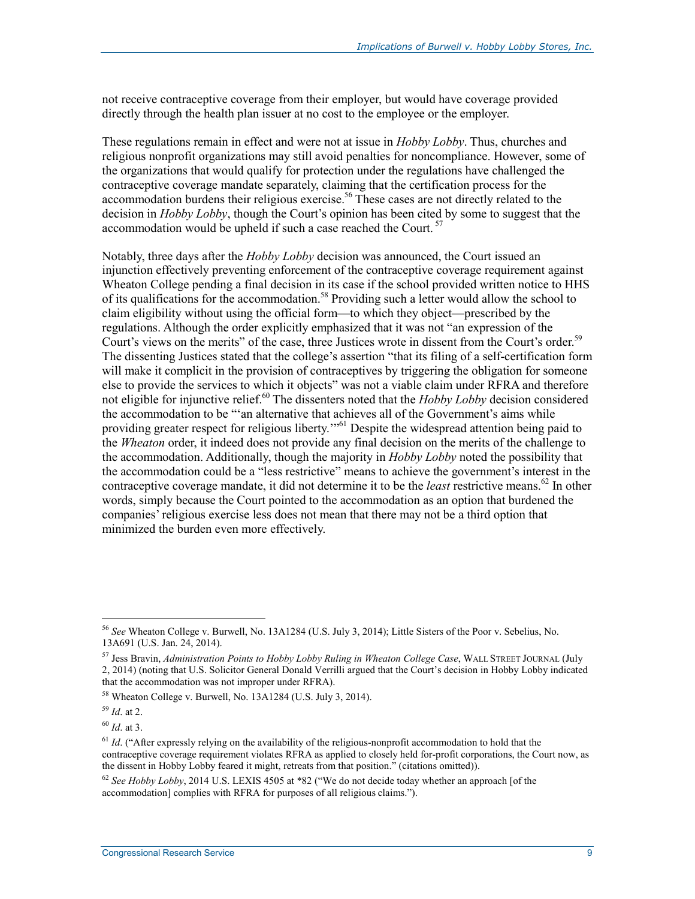not receive contraceptive coverage from their employer, but would have coverage provided directly through the health plan issuer at no cost to the employee or the employer.

These regulations remain in effect and were not at issue in *Hobby Lobby*. Thus, churches and religious nonprofit organizations may still avoid penalties for noncompliance. However, some of the organizations that would qualify for protection under the regulations have challenged the contraceptive coverage mandate separately, claiming that the certification process for the accommodation burdens their religious exercise.[56] These cases are not directly related to the decision in *Hobby Lobby*, though the Court's opinion has been cited by some to suggest that the accommodation would be upheld if such a case reached the Court.[57]

Notably, three days after the *Hobby Lobby* decision was announced, the Court issued an injunction effectively preventing enforcement of the contraceptive coverage requirement against Wheaton College pending a final decision in its case if the school provided written notice to HHS of its qualifications for the accommodation.[58] Providing such a letter would allow the school to claim eligibility without using the official form—to which they object—prescribed by the regulations. Although the order explicitly emphasized that it was not "an expression of the Court's views on the merits" of the case, three Justices wrote in dissent from the Court's order.[59] The dissenting Justices stated that the college's assertion "that its filing of a self-certification form will make it complicit in the provision of contraceptives by triggering the obligation for someone else to provide the services to which it objects" was not a viable claim under RFRA and therefore not eligible for injunctive relief.[60] The dissenters noted that the *Hobby Lobby* decision considered the accommodation to be "'an alternative that achieves all of the Government's aims while providing greater respect for religious liberty.'"[61] Despite the widespread attention being paid to the *Wheaton* order, it indeed does not provide any final decision on the merits of the challenge to the accommodation. Additionally, though the majority in *Hobby Lobby* noted the possibility that the accommodation could be a "less restrictive" means to achieve the government's interest in the contraceptive coverage mandate, it did not determine it to be the *least* restrictive means.[62] In other words, simply because the Court pointed to the accommodation as an option that burdened the companies' religious exercise less does not mean that there may not be a third option that minimized the burden even more effectively.

---

[56] *See* Wheaton College v. Burwell, No. 13A1284 (U.S. July 3, 2014); Little Sisters of the Poor v. Sebelius, No. 13A691 (U.S. Jan. 24, 2014).

[57] Jess Bravin, *Administration Points to Hobby Lobby Ruling in Wheaton College Case*, WALL STREET JOURNAL (July 2, 2014) (noting that U.S. Solicitor General Donald Verrilli argued that the Court's decision in Hobby Lobby indicated that the accommodation was not improper under RFRA).

[58] Wheaton College v. Burwell, No. 13A1284 (U.S. July 3, 2014).

[59] *Id*. at 2.

[60] *Id*. at 3.

[61] *Id*. ("After expressly relying on the availability of the religious-nonprofit accommodation to hold that the contraceptive coverage requirement violates RFRA as applied to closely held for-profit corporations, the Court now, as the dissent in Hobby Lobby feared it might, retreats from that position." (citations omitted)).

[62] *See Hobby Lobby*, 2014 U.S. LEXIS 4505 at *82 ("We do not decide today whether an approach [of the accommodation] complies with RFRA for purposes of all religious claims.").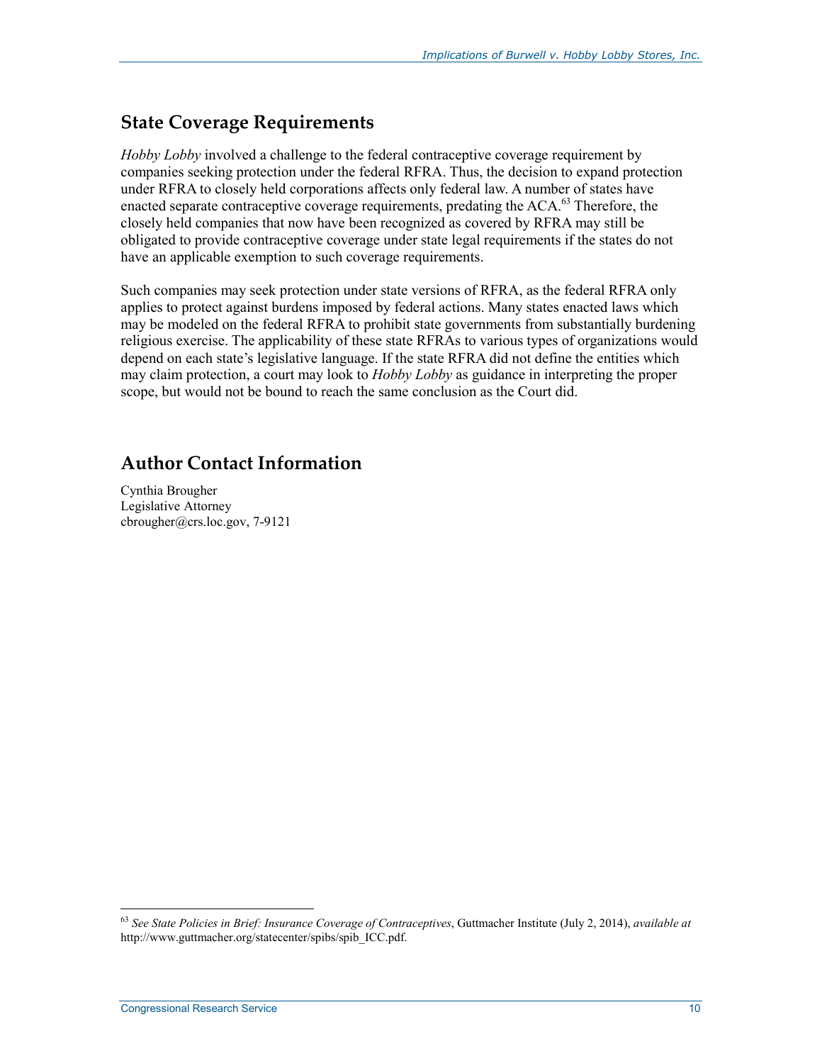## State Coverage Requirements

*Hobby Lobby* involved a challenge to the federal contraceptive coverage requirement by companies seeking protection under the federal RFRA. Thus, the decision to expand protection under RFRA to closely held corporations affects only federal law. A number of states have enacted separate contraceptive coverage requirements, predating the ACA.[63] Therefore, the closely held companies that now have been recognized as covered by RFRA may still be obligated to provide contraceptive coverage under state legal requirements if the states do not have an applicable exemption to such coverage requirements.

Such companies may seek protection under state versions of RFRA, as the federal RFRA only applies to protect against burdens imposed by federal actions. Many states enacted laws which may be modeled on the federal RFRA to prohibit state governments from substantially burdening religious exercise. The applicability of these state RFRAs to various types of organizations would depend on each state's legislative language. If the state RFRA did not define the entities which may claim protection, a court may look to *Hobby Lobby* as guidance in interpreting the proper scope, but would not be bound to reach the same conclusion as the Court did.

## Author Contact Information

Cynthia Brougher
Legislative Attorney
cbrougher@crs.loc.gov, 7-9121

---

[63] *See State Policies in Brief: Insurance Coverage of Contraceptives*, Guttmacher Institute (July 2, 2014), *available at* http://www.guttmacher.org/statecenter/spibs/spib_ICC.pdf.